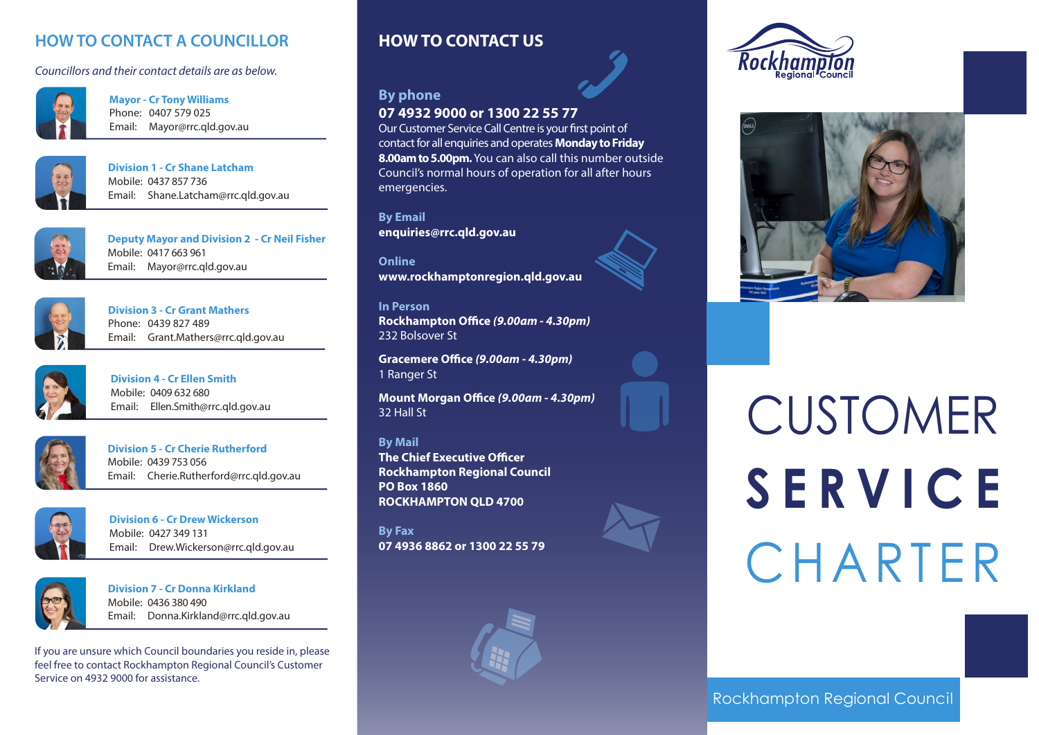## HOW TO CONTACT A COUNCILLOR

*Councillors and their contact details are as below.*

**Mayor - Cr Tony Williams**
Phone: 0407 579 025
Email: Mayor@rrc.qld.gov.au

**Division 1 - Cr Shane Latcham**
Mobile: 0437 857 736
Email: Shane.Latcham@rrc.qld.gov.au

**Deputy Mayor and Division 2 - Cr Neil Fisher**
Mobile: 0417 663 961
Email: Mayor@rrc.qld.gov.au

**Division 3 - Cr Grant Mathers**
Phone: 0439 827 489
Email: Grant.Mathers@rrc.qld.gov.au

**Division 4 - Cr Ellen Smith**
Mobile: 0409 632 680
Email: Ellen.Smith@rrc.qld.gov.au

**Division 5 - Cr Cherie Rutherford**
Mobile: 0439 753 056
Email: Cherie.Rutherford@rrc.qld.gov.au

**Division 6 - Cr Drew Wickerson**
Mobile: 0427 349 131
Email: Drew.Wickerson@rrc.qld.gov.au

**Division 7 - Cr Donna Kirkland**
Mobile: 0436 380 490
Email: Donna.Kirkland@rrc.qld.gov.au

If you are unsure which Council boundaries you reside in, please feel free to contact Rockhampton Regional Council's Customer Service on 4932 9000 for assistance.

## HOW TO CONTACT US

### By phone

**07 4932 9000 or 1300 22 55 77**

Our Customer Service Call Centre is your first point of contact for all enquiries and operates **Monday to Friday 8.00am to 5.00pm.** You can also call this number outside Council's normal hours of operation for all after hours emergencies.

### By Email

**enquiries@rrc.qld.gov.au**

### Online

**www.rockhamptonregion.qld.gov.au**

### In Person

**Rockhampton Office** ***(9.00am - 4.30pm)***
232 Bolsover St

**Gracemere Office** ***(9.00am - 4.30pm)***
1 Ranger St

**Mount Morgan Office** ***(9.00am - 4.30pm)***
32 Hall St

### By Mail

**The Chief Executive Officer**
**Rockhampton Regional Council**
**PO Box 1860**
**ROCKHAMPTON QLD 4700**

### By Fax

**07 4936 8862 or 1300 22 55 79**

Rockhampton Regional Council

# CUSTOMER **SERVICE** CHARTER

Rockhampton Regional Council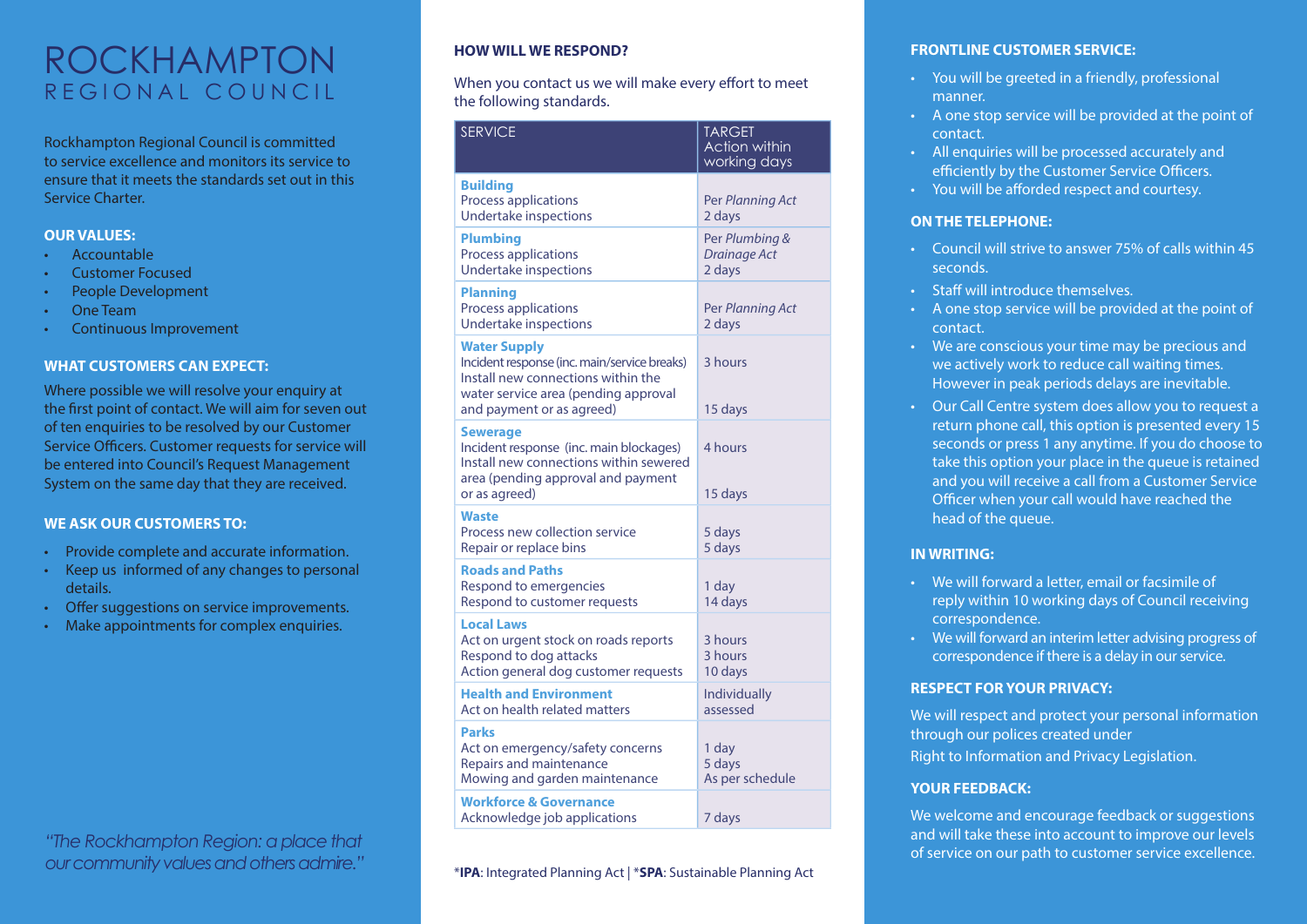# ROCKHAMPTON
REGIONAL COUNCIL

Rockhampton Regional Council is committed to service excellence and monitors its service to ensure that it meets the standards set out in this Service Charter.

## OUR VALUES:

- Accountable
- Customer Focused
- People Development
- One Team
- Continuous Improvement

## WHAT CUSTOMERS CAN EXPECT:

Where possible we will resolve your enquiry at the first point of contact. We will aim for seven out of ten enquiries to be resolved by our Customer Service Officers. Customer requests for service will be entered into Council's Request Management System on the same day that they are received.

## WE ASK OUR CUSTOMERS TO:

- Provide complete and accurate information.
- Keep us informed of any changes to personal details.
- Offer suggestions on service improvements.
- Make appointments for complex enquiries.

*"The Rockhampton Region: a place that our community values and others admire."*

## HOW WILL WE RESPOND?

When you contact us we will make every effort to meet the following standards.

| SERVICE | TARGET Action within working days |
|---|---|
| **Building** | |
| Process applications | Per *Planning Act* |
| Undertake inspections | 2 days |
| **Plumbing** | |
| Process applications | Per *Plumbing & Drainage Act* |
| Undertake inspections | 2 days |
| **Planning** | |
| Process applications | Per *Planning Act* |
| Undertake inspections | 2 days |
| **Water Supply** | |
| Incident response (inc. main/service breaks) | 3 hours |
| Install new connections within the water service area (pending approval and payment or as agreed) | 15 days |
| **Sewerage** | |
| Incident response (inc. main blockages) | 4 hours |
| Install new connections within sewered area (pending approval and payment or as agreed) | 15 days |
| **Waste** | |
| Process new collection service | 5 days |
| Repair or replace bins | 5 days |
| **Roads and Paths** | |
| Respond to emergencies | 1 day |
| Respond to customer requests | 14 days |
| **Local Laws** | |
| Act on urgent stock on roads reports | 3 hours |
| Respond to dog attacks | 3 hours |
| Action general dog customer requests | 10 days |
| **Health and Environment** | |
| Act on health related matters | Individually assessed |
| **Parks** | |
| Act on emergency/safety concerns | 1 day |
| Repairs and maintenance | 5 days |
| Mowing and garden maintenance | As per schedule |
| **Workforce & Governance** | |
| Acknowledge job applications | 7 days |

*__IPA__: Integrated Planning Act | *__SPA__: Sustainable Planning Act

## FRONTLINE CUSTOMER SERVICE:

- You will be greeted in a friendly, professional manner.
- A one stop service will be provided at the point of contact.
- All enquiries will be processed accurately and efficiently by the Customer Service Officers.
- You will be afforded respect and courtesy.

## ON THE TELEPHONE:

- Council will strive to answer 75% of calls within 45 seconds.
- Staff will introduce themselves.
- A one stop service will be provided at the point of contact.
- We are conscious your time may be precious and we actively work to reduce call waiting times. However in peak periods delays are inevitable.
- Our Call Centre system does allow you to request a return phone call, this option is presented every 15 seconds or press 1 any anytime. If you do choose to take this option your place in the queue is retained and you will receive a call from a Customer Service Officer when your call would have reached the head of the queue.

## IN WRITING:

- We will forward a letter, email or facsimile of reply within 10 working days of Council receiving correspondence.
- We will forward an interim letter advising progress of correspondence if there is a delay in our service.

## RESPECT FOR YOUR PRIVACY:

We will respect and protect your personal information through our polices created under
Right to Information and Privacy Legislation.

## YOUR FEEDBACK:

We welcome and encourage feedback or suggestions and will take these into account to improve our levels of service on our path to customer service excellence.